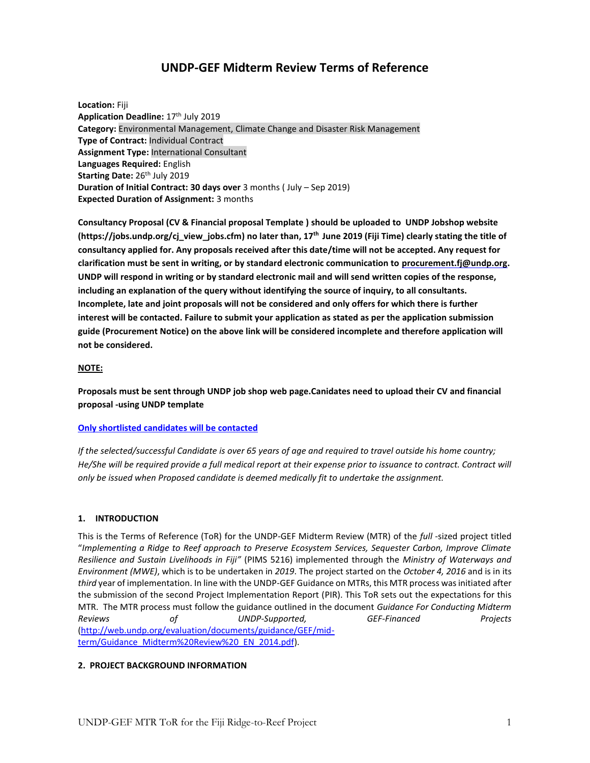# UNDP-GEF Midterm Review Terms of Reference

**Location:** Fiji
**Application Deadline:** 17th July 2019
**Category:** Environmental Management, Climate Change and Disaster Risk Management
**Type of Contract:** Individual Contract
**Assignment Type:** International Consultant
**Languages Required:** English
**Starting Date:** 26th July 2019
**Duration of Initial Contract: 30 days over** 3 months ( July – Sep 2019)
**Expected Duration of Assignment:** 3 months

**Consultancy Proposal (CV & Financial proposal Template ) should be uploaded to UNDP Jobshop website (https://jobs.undp.org/cj_view_jobs.cfm) no later than, 17th June 2019 (Fiji Time) clearly stating the title of consultancy applied for. Any proposals received after this date/time will not be accepted. Any request for clarification must be sent in writing, or by standard electronic communication to procurement.fj@undp.org. UNDP will respond in writing or by standard electronic mail and will send written copies of the response, including an explanation of the query without identifying the source of inquiry, to all consultants. Incomplete, late and joint proposals will not be considered and only offers for which there is further interest will be contacted. Failure to submit your application as stated as per the application submission guide (Procurement Notice) on the above link will be considered incomplete and therefore application will not be considered.**

**NOTE:**

**Proposals must be sent through UNDP job shop web page.Canidates need to upload their CV and financial proposal -using UNDP template**

**Only shortlisted candidates will be contacted**

*If the selected/successful Candidate is over 65 years of age and required to travel outside his home country; He/She will be required provide a full medical report at their expense prior to issuance to contract. Contract will only be issued when Proposed candidate is deemed medically fit to undertake the assignment.*

## 1. INTRODUCTION

This is the Terms of Reference (ToR) for the UNDP-GEF Midterm Review (MTR) of the *full* -sized project titled "*Implementing a Ridge to Reef approach to Preserve Ecosystem Services, Sequester Carbon, Improve Climate Resilience and Sustain Livelihoods in Fiji"* (PIMS 5216) implemented through the *Ministry of Waterways and Environment (MWE)*, which is to be undertaken in *2019*. The project started on the *October 4, 2016* and is in its *third* year of implementation. In line with the UNDP-GEF Guidance on MTRs, this MTR process was initiated after the submission of the second Project Implementation Report (PIR). This ToR sets out the expectations for this MTR. The MTR process must follow the guidance outlined in the document *Guidance For Conducting Midterm Reviews of UNDP-Supported, GEF-Financed Projects* (http://web.undp.org/evaluation/documents/guidance/GEF/mid-term/Guidance_Midterm%20Review%20_EN_2014.pdf).

## 2. PROJECT BACKGROUND INFORMATION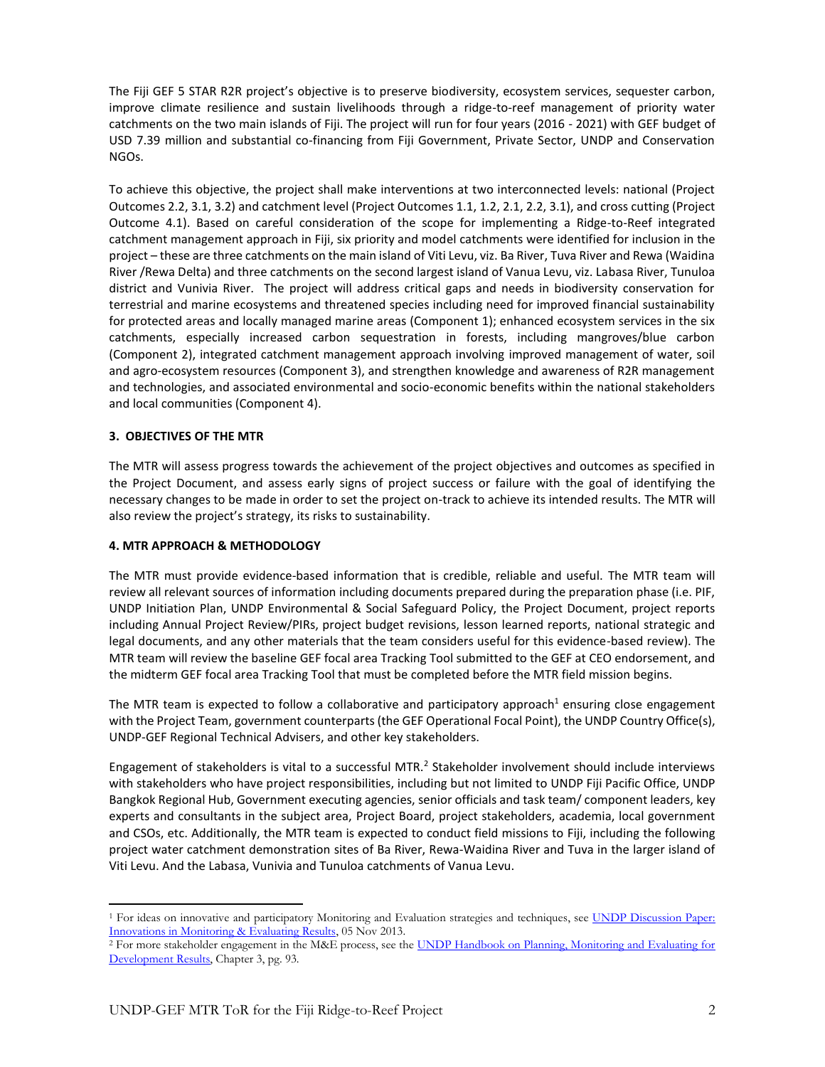The Fiji GEF 5 STAR R2R project's objective is to preserve biodiversity, ecosystem services, sequester carbon, improve climate resilience and sustain livelihoods through a ridge-to-reef management of priority water catchments on the two main islands of Fiji. The project will run for four years (2016 - 2021) with GEF budget of USD 7.39 million and substantial co-financing from Fiji Government, Private Sector, UNDP and Conservation NGOs.

To achieve this objective, the project shall make interventions at two interconnected levels: national (Project Outcomes 2.2, 3.1, 3.2) and catchment level (Project Outcomes 1.1, 1.2, 2.1, 2.2, 3.1), and cross cutting (Project Outcome 4.1). Based on careful consideration of the scope for implementing a Ridge-to-Reef integrated catchment management approach in Fiji, six priority and model catchments were identified for inclusion in the project – these are three catchments on the main island of Viti Levu, viz. Ba River, Tuva River and Rewa (Waidina River /Rewa Delta) and three catchments on the second largest island of Vanua Levu, viz. Labasa River, Tunuloa district and Vunivia River. The project will address critical gaps and needs in biodiversity conservation for terrestrial and marine ecosystems and threatened species including need for improved financial sustainability for protected areas and locally managed marine areas (Component 1); enhanced ecosystem services in the six catchments, especially increased carbon sequestration in forests, including mangroves/blue carbon (Component 2), integrated catchment management approach involving improved management of water, soil and agro-ecosystem resources (Component 3), and strengthen knowledge and awareness of R2R management and technologies, and associated environmental and socio-economic benefits within the national stakeholders and local communities (Component 4).

### 3. OBJECTIVES OF THE MTR

The MTR will assess progress towards the achievement of the project objectives and outcomes as specified in the Project Document, and assess early signs of project success or failure with the goal of identifying the necessary changes to be made in order to set the project on-track to achieve its intended results. The MTR will also review the project's strategy, its risks to sustainability.

### 4. MTR APPROACH & METHODOLOGY

The MTR must provide evidence-based information that is credible, reliable and useful. The MTR team will review all relevant sources of information including documents prepared during the preparation phase (i.e. PIF, UNDP Initiation Plan, UNDP Environmental & Social Safeguard Policy, the Project Document, project reports including Annual Project Review/PIRs, project budget revisions, lesson learned reports, national strategic and legal documents, and any other materials that the team considers useful for this evidence-based review). The MTR team will review the baseline GEF focal area Tracking Tool submitted to the GEF at CEO endorsement, and the midterm GEF focal area Tracking Tool that must be completed before the MTR field mission begins.

The MTR team is expected to follow a collaborative and participatory approach[1] ensuring close engagement with the Project Team, government counterparts (the GEF Operational Focal Point), the UNDP Country Office(s), UNDP-GEF Regional Technical Advisers, and other key stakeholders.

Engagement of stakeholders is vital to a successful MTR.[2] Stakeholder involvement should include interviews with stakeholders who have project responsibilities, including but not limited to UNDP Fiji Pacific Office, UNDP Bangkok Regional Hub, Government executing agencies, senior officials and task team/ component leaders, key experts and consultants in the subject area, Project Board, project stakeholders, academia, local government and CSOs, etc. Additionally, the MTR team is expected to conduct field missions to Fiji, including the following project water catchment demonstration sites of Ba River, Rewa-Waidina River and Tuva in the larger island of Viti Levu. And the Labasa, Vunivia and Tunuloa catchments of Vanua Levu.

[1] For ideas on innovative and participatory Monitoring and Evaluation strategies and techniques, see UNDP Discussion Paper: Innovations in Monitoring & Evaluating Results, 05 Nov 2013.

[2] For more stakeholder engagement in the M&E process, see the UNDP Handbook on Planning, Monitoring and Evaluating for Development Results, Chapter 3, pg. 93.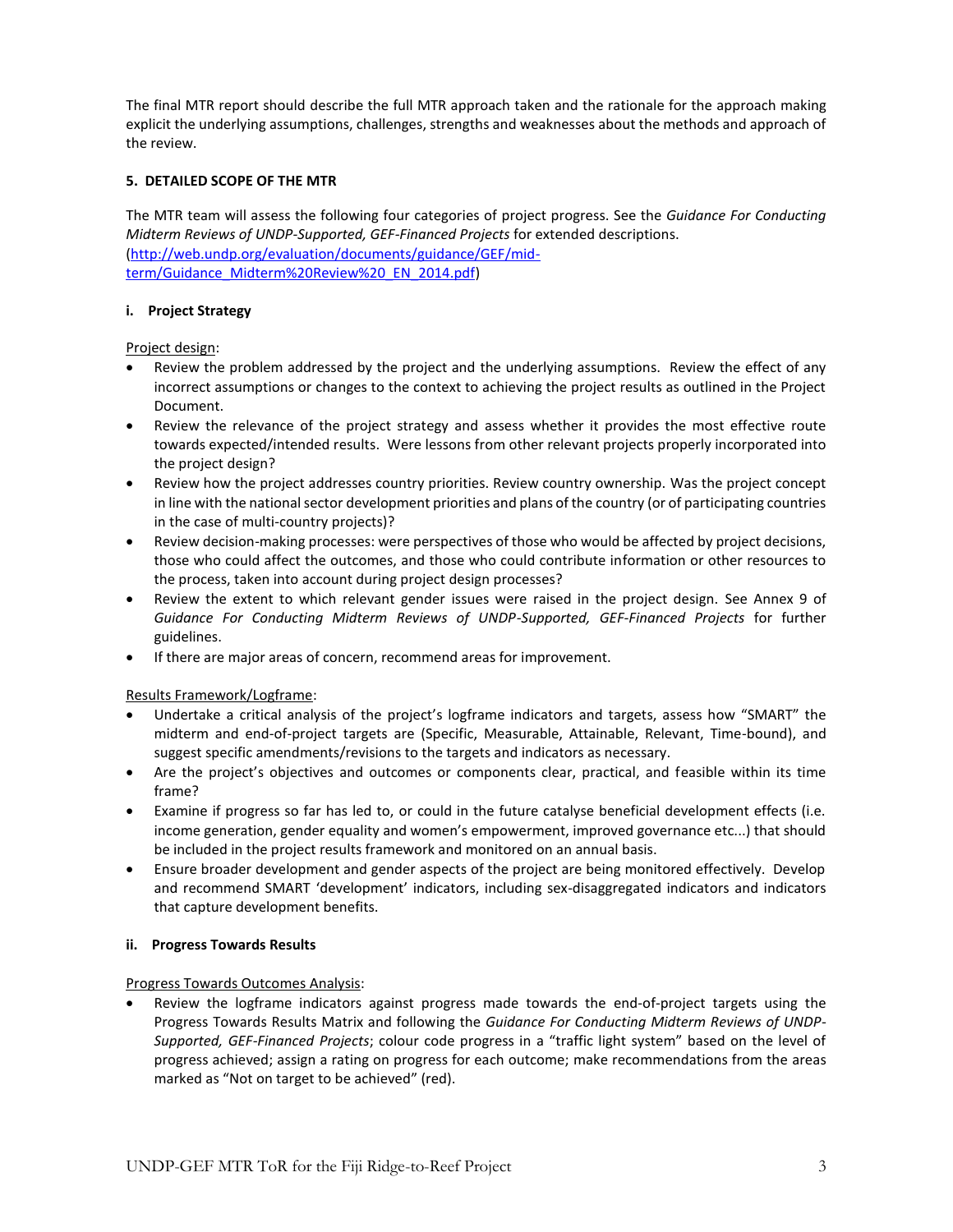The final MTR report should describe the full MTR approach taken and the rationale for the approach making explicit the underlying assumptions, challenges, strengths and weaknesses about the methods and approach of the review.

## 5. DETAILED SCOPE OF THE MTR

The MTR team will assess the following four categories of project progress. See the *Guidance For Conducting Midterm Reviews of UNDP-Supported, GEF-Financed Projects* for extended descriptions. (http://web.undp.org/evaluation/documents/guidance/GEF/mid-term/Guidance_Midterm%20Review%20_EN_2014.pdf)

### i. Project Strategy

Project design:

- Review the problem addressed by the project and the underlying assumptions. Review the effect of any incorrect assumptions or changes to the context to achieving the project results as outlined in the Project Document.
- Review the relevance of the project strategy and assess whether it provides the most effective route towards expected/intended results. Were lessons from other relevant projects properly incorporated into the project design?
- Review how the project addresses country priorities. Review country ownership. Was the project concept in line with the national sector development priorities and plans of the country (or of participating countries in the case of multi-country projects)?
- Review decision-making processes: were perspectives of those who would be affected by project decisions, those who could affect the outcomes, and those who could contribute information or other resources to the process, taken into account during project design processes?
- Review the extent to which relevant gender issues were raised in the project design. See Annex 9 of *Guidance For Conducting Midterm Reviews of UNDP-Supported, GEF-Financed Projects* for further guidelines.
- If there are major areas of concern, recommend areas for improvement.

Results Framework/Logframe:

- Undertake a critical analysis of the project's logframe indicators and targets, assess how "SMART" the midterm and end-of-project targets are (Specific, Measurable, Attainable, Relevant, Time-bound), and suggest specific amendments/revisions to the targets and indicators as necessary.
- Are the project's objectives and outcomes or components clear, practical, and feasible within its time frame?
- Examine if progress so far has led to, or could in the future catalyse beneficial development effects (i.e. income generation, gender equality and women's empowerment, improved governance etc...) that should be included in the project results framework and monitored on an annual basis.
- Ensure broader development and gender aspects of the project are being monitored effectively. Develop and recommend SMART 'development' indicators, including sex-disaggregated indicators and indicators that capture development benefits.

### ii. Progress Towards Results

Progress Towards Outcomes Analysis:

- Review the logframe indicators against progress made towards the end-of-project targets using the Progress Towards Results Matrix and following the *Guidance For Conducting Midterm Reviews of UNDP-Supported, GEF-Financed Projects*; colour code progress in a "traffic light system" based on the level of progress achieved; assign a rating on progress for each outcome; make recommendations from the areas marked as "Not on target to be achieved" (red).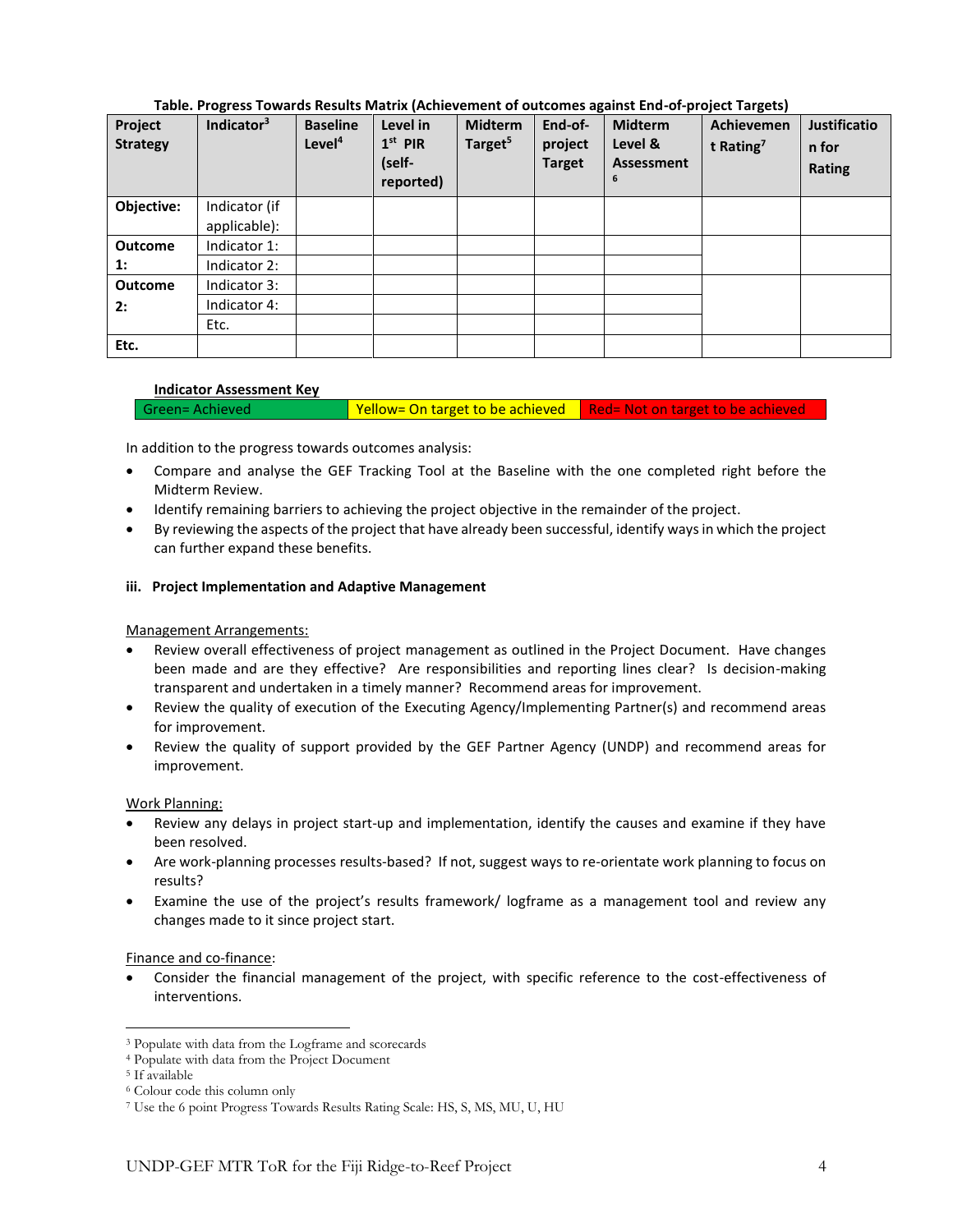**Table. Progress Towards Results Matrix (Achievement of outcomes against End-of-project Targets)**

| Project Strategy | Indicator[3] | Baseline Level[4] | Level in 1st PIR (self-reported) | Midterm Target[5] | End-of-project Target | Midterm Level & Assessment[6] | Achievement Rating[7] | Justification for Rating |
|---|---|---|---|---|---|---|---|---|
| **Objective:** | Indicator (if applicable): | | | | | | | |
| **Outcome 1:** | Indicator 1: | | | | | | | |
| | Indicator 2: | | | | | | | |
| **Outcome 2:** | Indicator 3: | | | | | | | |
| | Indicator 4: | | | | | | | |
| | Etc. | | | | | | | |
| **Etc.** | | | | | | | | |

**Indicator Assessment Key**

| Green= Achieved | Yellow= On target to be achieved | Red= Not on target to be achieved |
|---|---|---|

In addition to the progress towards outcomes analysis:

- Compare and analyse the GEF Tracking Tool at the Baseline with the one completed right before the Midterm Review.
- Identify remaining barriers to achieving the project objective in the remainder of the project.
- By reviewing the aspects of the project that have already been successful, identify ways in which the project can further expand these benefits.

#### iii. Project Implementation and Adaptive Management

Management Arrangements:

- Review overall effectiveness of project management as outlined in the Project Document. Have changes been made and are they effective? Are responsibilities and reporting lines clear? Is decision-making transparent and undertaken in a timely manner? Recommend areas for improvement.
- Review the quality of execution of the Executing Agency/Implementing Partner(s) and recommend areas for improvement.
- Review the quality of support provided by the GEF Partner Agency (UNDP) and recommend areas for improvement.

Work Planning:

- Review any delays in project start-up and implementation, identify the causes and examine if they have been resolved.
- Are work-planning processes results-based? If not, suggest ways to re-orientate work planning to focus on results?
- Examine the use of the project's results framework/ logframe as a management tool and review any changes made to it since project start.

Finance and co-finance:

- Consider the financial management of the project, with specific reference to the cost-effectiveness of interventions.

---

[3] Populate with data from the Logframe and scorecards
[4] Populate with data from the Project Document
[5] If available
[6] Colour code this column only
[7] Use the 6 point Progress Towards Results Rating Scale: HS, S, MS, MU, U, HU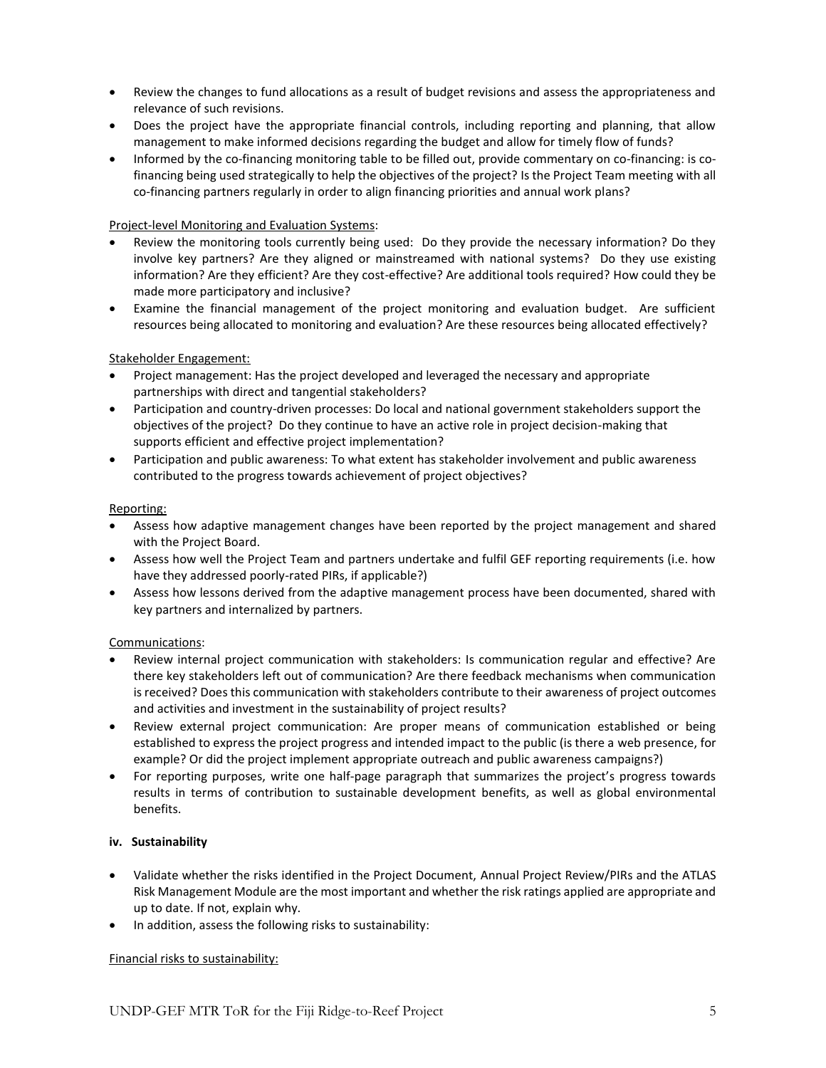- Review the changes to fund allocations as a result of budget revisions and assess the appropriateness and relevance of such revisions.
- Does the project have the appropriate financial controls, including reporting and planning, that allow management to make informed decisions regarding the budget and allow for timely flow of funds?
- Informed by the co-financing monitoring table to be filled out, provide commentary on co-financing: is co-financing being used strategically to help the objectives of the project? Is the Project Team meeting with all co-financing partners regularly in order to align financing priorities and annual work plans?

<u>Project-level Monitoring and Evaluation Systems</u>:

- Review the monitoring tools currently being used: Do they provide the necessary information? Do they involve key partners? Are they aligned or mainstreamed with national systems? Do they use existing information? Are they efficient? Are they cost-effective? Are additional tools required? How could they be made more participatory and inclusive?
- Examine the financial management of the project monitoring and evaluation budget. Are sufficient resources being allocated to monitoring and evaluation? Are these resources being allocated effectively?

<u>Stakeholder Engagement:</u>

- Project management: Has the project developed and leveraged the necessary and appropriate partnerships with direct and tangential stakeholders?
- Participation and country-driven processes: Do local and national government stakeholders support the objectives of the project? Do they continue to have an active role in project decision-making that supports efficient and effective project implementation?
- Participation and public awareness: To what extent has stakeholder involvement and public awareness contributed to the progress towards achievement of project objectives?

<u>Reporting:</u>

- Assess how adaptive management changes have been reported by the project management and shared with the Project Board.
- Assess how well the Project Team and partners undertake and fulfil GEF reporting requirements (i.e. how have they addressed poorly-rated PIRs, if applicable?)
- Assess how lessons derived from the adaptive management process have been documented, shared with key partners and internalized by partners.

<u>Communications</u>:

- Review internal project communication with stakeholders: Is communication regular and effective? Are there key stakeholders left out of communication? Are there feedback mechanisms when communication is received? Does this communication with stakeholders contribute to their awareness of project outcomes and activities and investment in the sustainability of project results?
- Review external project communication: Are proper means of communication established or being established to express the project progress and intended impact to the public (is there a web presence, for example? Or did the project implement appropriate outreach and public awareness campaigns?)
- For reporting purposes, write one half-page paragraph that summarizes the project's progress towards results in terms of contribution to sustainable development benefits, as well as global environmental benefits.

**iv. Sustainability**

- Validate whether the risks identified in the Project Document, Annual Project Review/PIRs and the ATLAS Risk Management Module are the most important and whether the risk ratings applied are appropriate and up to date. If not, explain why.
- In addition, assess the following risks to sustainability:

<u>Financial risks to sustainability:</u>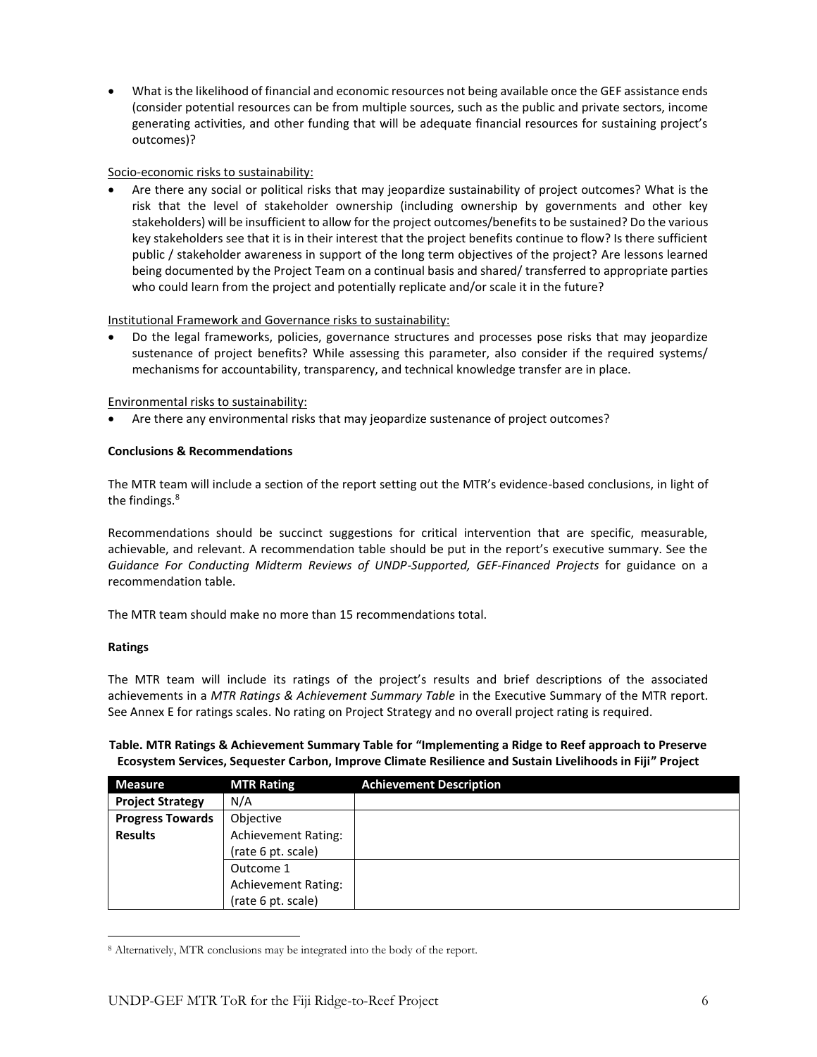- What is the likelihood of financial and economic resources not being available once the GEF assistance ends (consider potential resources can be from multiple sources, such as the public and private sectors, income generating activities, and other funding that will be adequate financial resources for sustaining project's outcomes)?

Socio-economic risks to sustainability:

- Are there any social or political risks that may jeopardize sustainability of project outcomes? What is the risk that the level of stakeholder ownership (including ownership by governments and other key stakeholders) will be insufficient to allow for the project outcomes/benefits to be sustained? Do the various key stakeholders see that it is in their interest that the project benefits continue to flow? Is there sufficient public / stakeholder awareness in support of the long term objectives of the project? Are lessons learned being documented by the Project Team on a continual basis and shared/ transferred to appropriate parties who could learn from the project and potentially replicate and/or scale it in the future?

Institutional Framework and Governance risks to sustainability:

- Do the legal frameworks, policies, governance structures and processes pose risks that may jeopardize sustenance of project benefits? While assessing this parameter, also consider if the required systems/ mechanisms for accountability, transparency, and technical knowledge transfer are in place.

Environmental risks to sustainability:

- Are there any environmental risks that may jeopardize sustenance of project outcomes?

**Conclusions & Recommendations**

The MTR team will include a section of the report setting out the MTR's evidence-based conclusions, in light of the findings.[8]

Recommendations should be succinct suggestions for critical intervention that are specific, measurable, achievable, and relevant. A recommendation table should be put in the report's executive summary. See the *Guidance For Conducting Midterm Reviews of UNDP-Supported, GEF-Financed Projects* for guidance on a recommendation table.

The MTR team should make no more than 15 recommendations total.

**Ratings**

The MTR team will include its ratings of the project's results and brief descriptions of the associated achievements in a *MTR Ratings & Achievement Summary Table* in the Executive Summary of the MTR report. See Annex E for ratings scales. No rating on Project Strategy and no overall project rating is required.

**Table. MTR Ratings & Achievement Summary Table for "Implementing a Ridge to Reef approach to Preserve Ecosystem Services, Sequester Carbon, Improve Climate Resilience and Sustain Livelihoods in Fiji" Project**

| Measure | MTR Rating | Achievement Description |
|---|---|---|
| **Project Strategy** | N/A | |
| **Progress Towards Results** | Objective Achievement Rating: (rate 6 pt. scale) | |
| | Outcome 1 Achievement Rating: (rate 6 pt. scale) | |

[8] Alternatively, MTR conclusions may be integrated into the body of the report.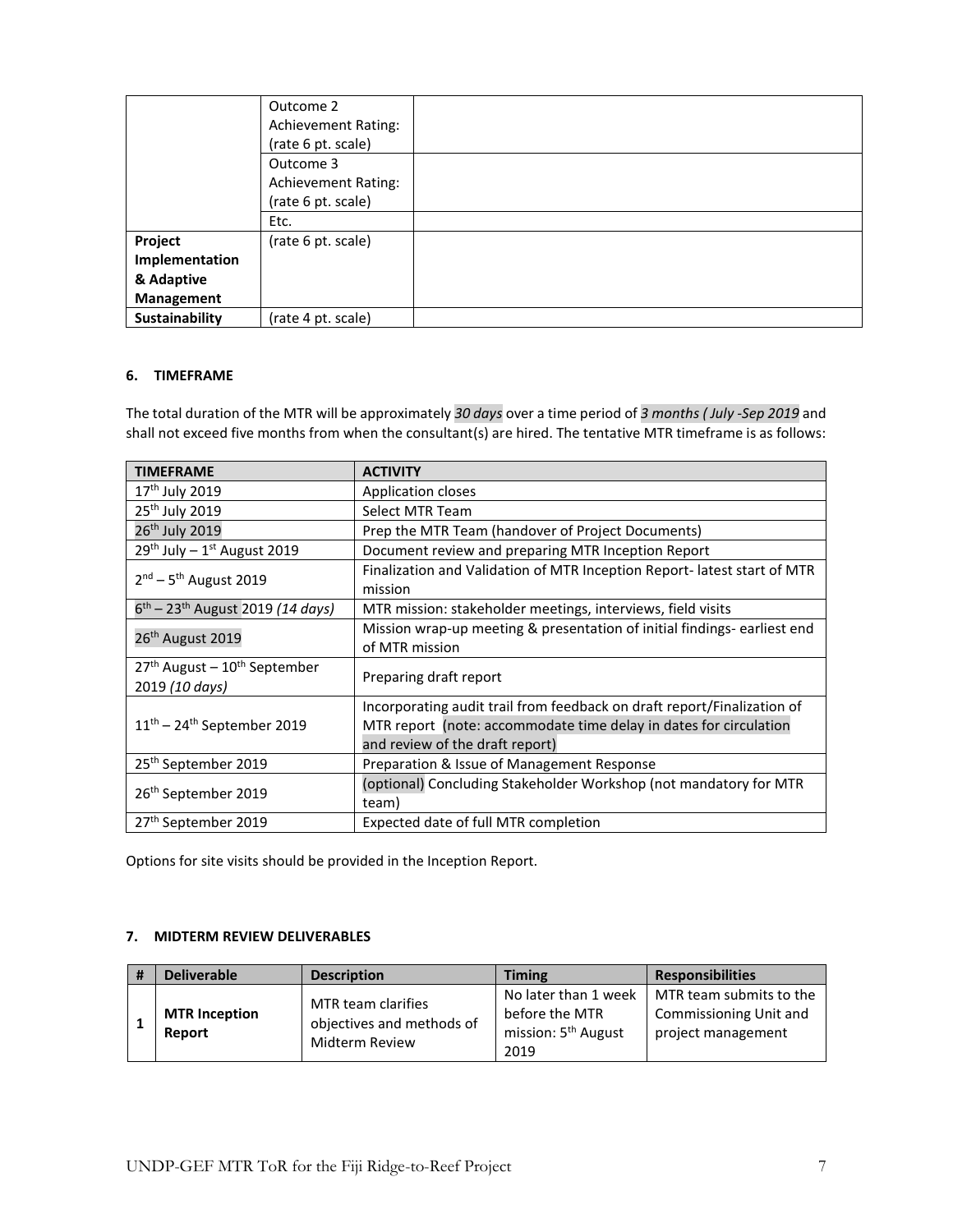| | | |
|---|---|---|
| | Outcome 2 Achievement Rating: (rate 6 pt. scale) | |
| | Outcome 3 Achievement Rating: (rate 6 pt. scale) | |
| | Etc. | |
| **Project Implementation & Adaptive Management** | (rate 6 pt. scale) | |
| **Sustainability** | (rate 4 pt. scale) | |

## 6. TIMEFRAME

The total duration of the MTR will be approximately *30 days* over a time period of *3 months ( July -Sep 2019* and shall not exceed five months from when the consultant(s) are hired. The tentative MTR timeframe is as follows:

| TIMEFRAME | ACTIVITY |
|---|---|
| 17th July 2019 | Application closes |
| 25th July 2019 | Select MTR Team |
| 26th July 2019 | Prep the MTR Team (handover of Project Documents) |
| 29th July – 1st August 2019 | Document review and preparing MTR Inception Report |
| 2nd – 5th August 2019 | Finalization and Validation of MTR Inception Report- latest start of MTR mission |
| 6th – 23th August 2019 *(14 days)* | MTR mission: stakeholder meetings, interviews, field visits |
| 26th August 2019 | Mission wrap-up meeting & presentation of initial findings- earliest end of MTR mission |
| 27th August – 10th September 2019 *(10 days)* | Preparing draft report |
| 11th – 24th September 2019 | Incorporating audit trail from feedback on draft report/Finalization of MTR report (note: accommodate time delay in dates for circulation and review of the draft report) |
| 25th September 2019 | Preparation & Issue of Management Response |
| 26th September 2019 | (optional) Concluding Stakeholder Workshop (not mandatory for MTR team) |
| 27th September 2019 | Expected date of full MTR completion |

Options for site visits should be provided in the Inception Report.

## 7. MIDTERM REVIEW DELIVERABLES

| # | Deliverable | Description | Timing | Responsibilities |
|---|---|---|---|---|
| 1 | **MTR Inception Report** | MTR team clarifies objectives and methods of Midterm Review | No later than 1 week before the MTR mission: 5th August 2019 | MTR team submits to the Commissioning Unit and project management |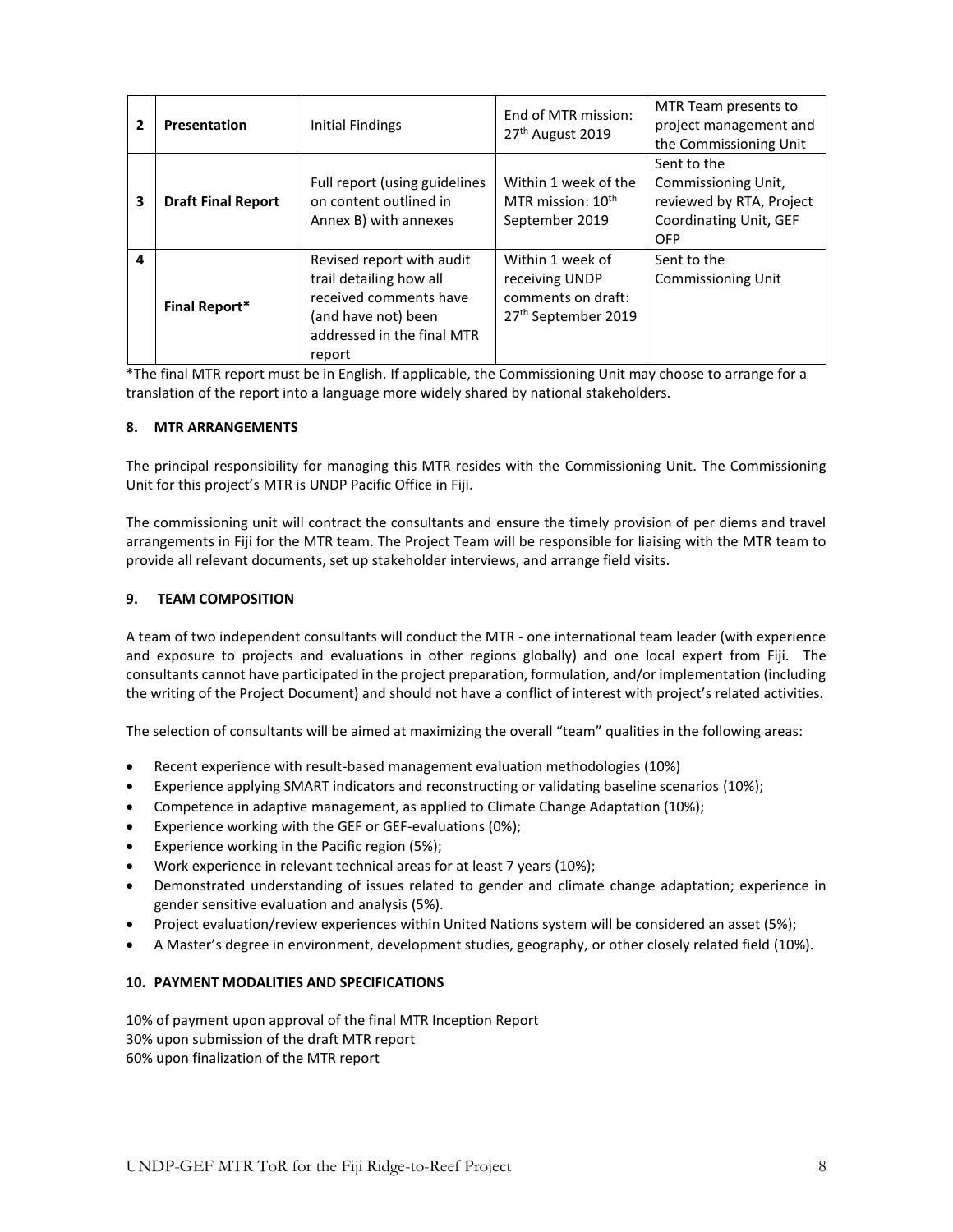| | | | | |
|---|---|---|---|---|
| 2 | **Presentation** | Initial Findings | End of MTR mission: 27th August 2019 | MTR Team presents to project management and the Commissioning Unit |
| 3 | **Draft Final Report** | Full report (using guidelines on content outlined in Annex B) with annexes | Within 1 week of the MTR mission: 10th September 2019 | Sent to the Commissioning Unit, reviewed by RTA, Project Coordinating Unit, GEF OFP |
| 4 | **Final Report*** | Revised report with audit trail detailing how all received comments have (and have not) been addressed in the final MTR report | Within 1 week of receiving UNDP comments on draft: 27th September 2019 | Sent to the Commissioning Unit |

*The final MTR report must be in English. If applicable, the Commissioning Unit may choose to arrange for a translation of the report into a language more widely shared by national stakeholders.

### 8. MTR ARRANGEMENTS

The principal responsibility for managing this MTR resides with the Commissioning Unit. The Commissioning Unit for this project's MTR is UNDP Pacific Office in Fiji.

The commissioning unit will contract the consultants and ensure the timely provision of per diems and travel arrangements in Fiji for the MTR team. The Project Team will be responsible for liaising with the MTR team to provide all relevant documents, set up stakeholder interviews, and arrange field visits.

### 9. TEAM COMPOSITION

A team of two independent consultants will conduct the MTR - one international team leader (with experience and exposure to projects and evaluations in other regions globally) and one local expert from Fiji. The consultants cannot have participated in the project preparation, formulation, and/or implementation (including the writing of the Project Document) and should not have a conflict of interest with project's related activities.

The selection of consultants will be aimed at maximizing the overall "team" qualities in the following areas:

- Recent experience with result-based management evaluation methodologies (10%)
- Experience applying SMART indicators and reconstructing or validating baseline scenarios (10%);
- Competence in adaptive management, as applied to Climate Change Adaptation (10%);
- Experience working with the GEF or GEF-evaluations (0%);
- Experience working in the Pacific region (5%);
- Work experience in relevant technical areas for at least 7 years (10%);
- Demonstrated understanding of issues related to gender and climate change adaptation; experience in gender sensitive evaluation and analysis (5%).
- Project evaluation/review experiences within United Nations system will be considered an asset (5%);
- A Master's degree in environment, development studies, geography, or other closely related field (10%).

### 10. PAYMENT MODALITIES AND SPECIFICATIONS

10% of payment upon approval of the final MTR Inception Report
30% upon submission of the draft MTR report
60% upon finalization of the MTR report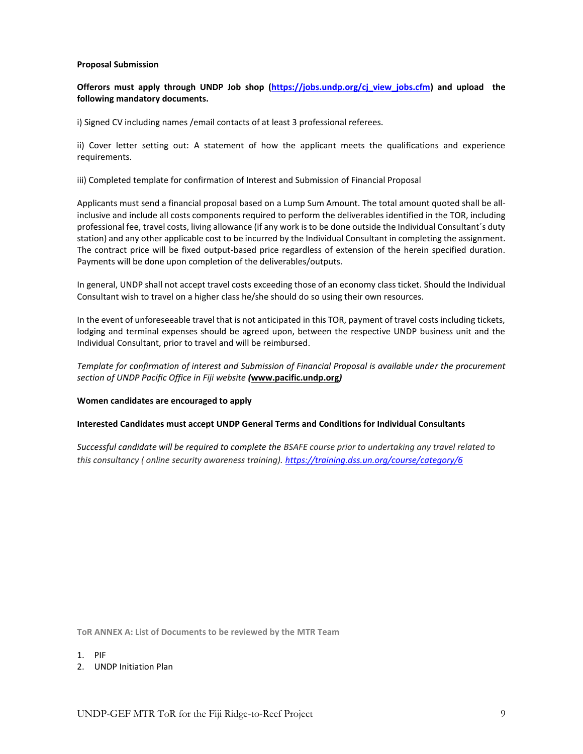**Proposal Submission**

**Offerors must apply through UNDP Job shop ([https://jobs.undp.org/cj_view_jobs.cfm](https://jobs.undp.org/cj_view_jobs.cfm)) and upload the following mandatory documents.**

i) Signed CV including names /email contacts of at least 3 professional referees.

ii) Cover letter setting out: A statement of how the applicant meets the qualifications and experience requirements.

iii) Completed template for confirmation of Interest and Submission of Financial Proposal

Applicants must send a financial proposal based on a Lump Sum Amount. The total amount quoted shall be all-inclusive and include all costs components required to perform the deliverables identified in the TOR, including professional fee, travel costs, living allowance (if any work is to be done outside the Individual Consultant´s duty station) and any other applicable cost to be incurred by the Individual Consultant in completing the assignment. The contract price will be fixed output-based price regardless of extension of the herein specified duration. Payments will be done upon completion of the deliverables/outputs.

In general, UNDP shall not accept travel costs exceeding those of an economy class ticket. Should the Individual Consultant wish to travel on a higher class he/she should do so using their own resources.

In the event of unforeseeable travel that is not anticipated in this TOR, payment of travel costs including tickets, lodging and terminal expenses should be agreed upon, between the respective UNDP business unit and the Individual Consultant, prior to travel and will be reimbursed.

*Template for confirmation of interest and Submission of Financial Proposal is available under the procurement section of UNDP Pacific Office in Fiji website* ***(*****www.pacific.undp.org*****)***

**Women candidates are encouraged to apply**

**Interested Candidates must accept UNDP General Terms and Conditions for Individual Consultants**

*Successful candidate will be required to complete the BSAFE course prior to undertaking any travel related to this consultancy ( online security awareness training). [https://training.dss.un.org/course/category/6](https://training.dss.un.org/course/category/6)*

**ToR ANNEX A: List of Documents to be reviewed by the MTR Team**

1. PIF
2. UNDP Initiation Plan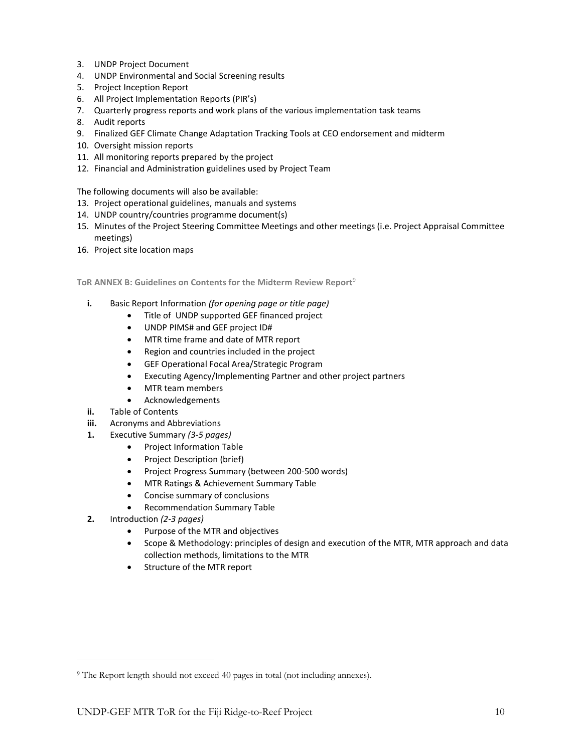3. UNDP Project Document
4. UNDP Environmental and Social Screening results
5. Project Inception Report
6. All Project Implementation Reports (PIR's)
7. Quarterly progress reports and work plans of the various implementation task teams
8. Audit reports
9. Finalized GEF Climate Change Adaptation Tracking Tools at CEO endorsement and midterm
10. Oversight mission reports
11. All monitoring reports prepared by the project
12. Financial and Administration guidelines used by Project Team

The following documents will also be available:

13. Project operational guidelines, manuals and systems
14. UNDP country/countries programme document(s)
15. Minutes of the Project Steering Committee Meetings and other meetings (i.e. Project Appraisal Committee meetings)
16. Project site location maps

**ToR ANNEX B: Guidelines on Contents for the Midterm Review Report**[9]

- **i.** Basic Report Information *(for opening page or title page)*
  - Title of UNDP supported GEF financed project
  - UNDP PIMS# and GEF project ID#
  - MTR time frame and date of MTR report
  - Region and countries included in the project
  - GEF Operational Focal Area/Strategic Program
  - Executing Agency/Implementing Partner and other project partners
  - MTR team members
  - Acknowledgements
- **ii.** Table of Contents
- **iii.** Acronyms and Abbreviations
- **1.** Executive Summary *(3-5 pages)*
  - Project Information Table
  - Project Description (brief)
  - Project Progress Summary (between 200-500 words)
  - MTR Ratings & Achievement Summary Table
  - Concise summary of conclusions
  - Recommendation Summary Table
- **2.** Introduction *(2-3 pages)*
  - Purpose of the MTR and objectives
  - Scope & Methodology: principles of design and execution of the MTR, MTR approach and data collection methods, limitations to the MTR
  - Structure of the MTR report

[9] The Report length should not exceed 40 pages in total (not including annexes).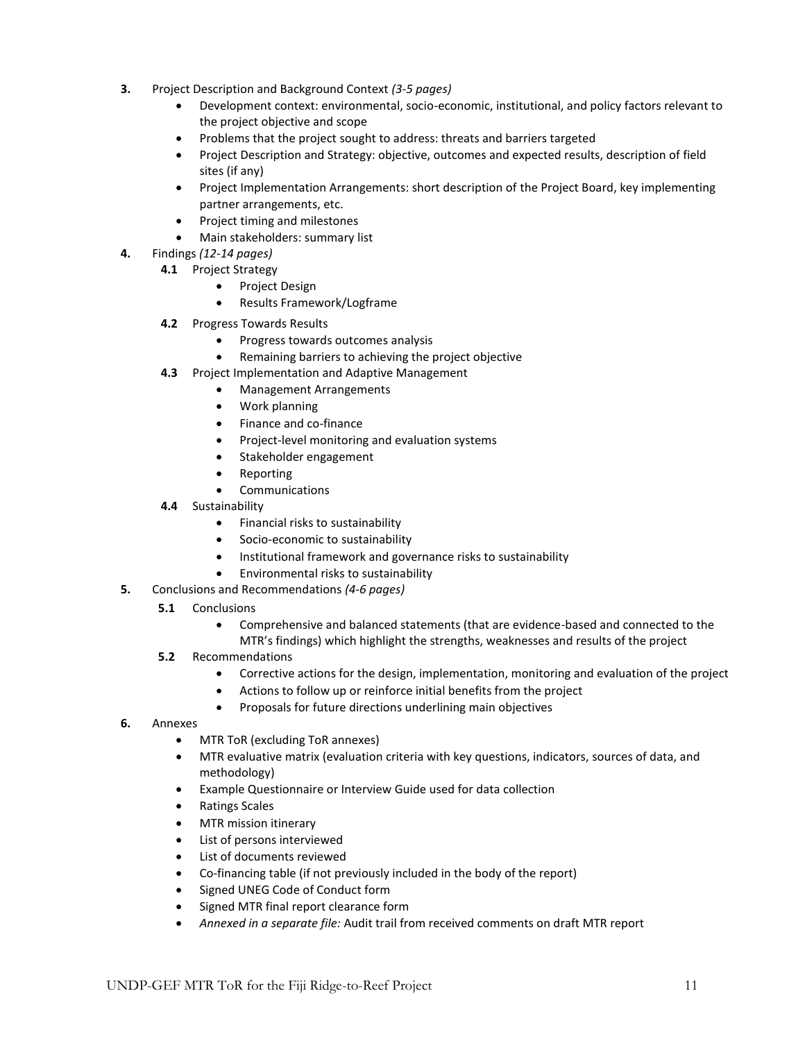3. Project Description and Background Context *(3-5 pages)*
   - Development context: environmental, socio-economic, institutional, and policy factors relevant to the project objective and scope
   - Problems that the project sought to address: threats and barriers targeted
   - Project Description and Strategy: objective, outcomes and expected results, description of field sites (if any)
   - Project Implementation Arrangements: short description of the Project Board, key implementing partner arrangements, etc.
   - Project timing and milestones
   - Main stakeholders: summary list
4. Findings *(12-14 pages)*
   - **4.1** Project Strategy
     - Project Design
     - Results Framework/Logframe
   - **4.2** Progress Towards Results
     - Progress towards outcomes analysis
     - Remaining barriers to achieving the project objective
   - **4.3** Project Implementation and Adaptive Management
     - Management Arrangements
     - Work planning
     - Finance and co-finance
     - Project-level monitoring and evaluation systems
     - Stakeholder engagement
     - Reporting
     - Communications
   - **4.4** Sustainability
     - Financial risks to sustainability
     - Socio-economic to sustainability
     - Institutional framework and governance risks to sustainability
     - Environmental risks to sustainability
5. Conclusions and Recommendations *(4-6 pages)*
   - **5.1** Conclusions
     - Comprehensive and balanced statements (that are evidence-based and connected to the MTR's findings) which highlight the strengths, weaknesses and results of the project
   - **5.2** Recommendations
     - Corrective actions for the design, implementation, monitoring and evaluation of the project
     - Actions to follow up or reinforce initial benefits from the project
     - Proposals for future directions underlining main objectives
6. Annexes
   - MTR ToR (excluding ToR annexes)
   - MTR evaluative matrix (evaluation criteria with key questions, indicators, sources of data, and methodology)
   - Example Questionnaire or Interview Guide used for data collection
   - Ratings Scales
   - MTR mission itinerary
   - List of persons interviewed
   - List of documents reviewed
   - Co-financing table (if not previously included in the body of the report)
   - Signed UNEG Code of Conduct form
   - Signed MTR final report clearance form
   - *Annexed in a separate file:* Audit trail from received comments on draft MTR report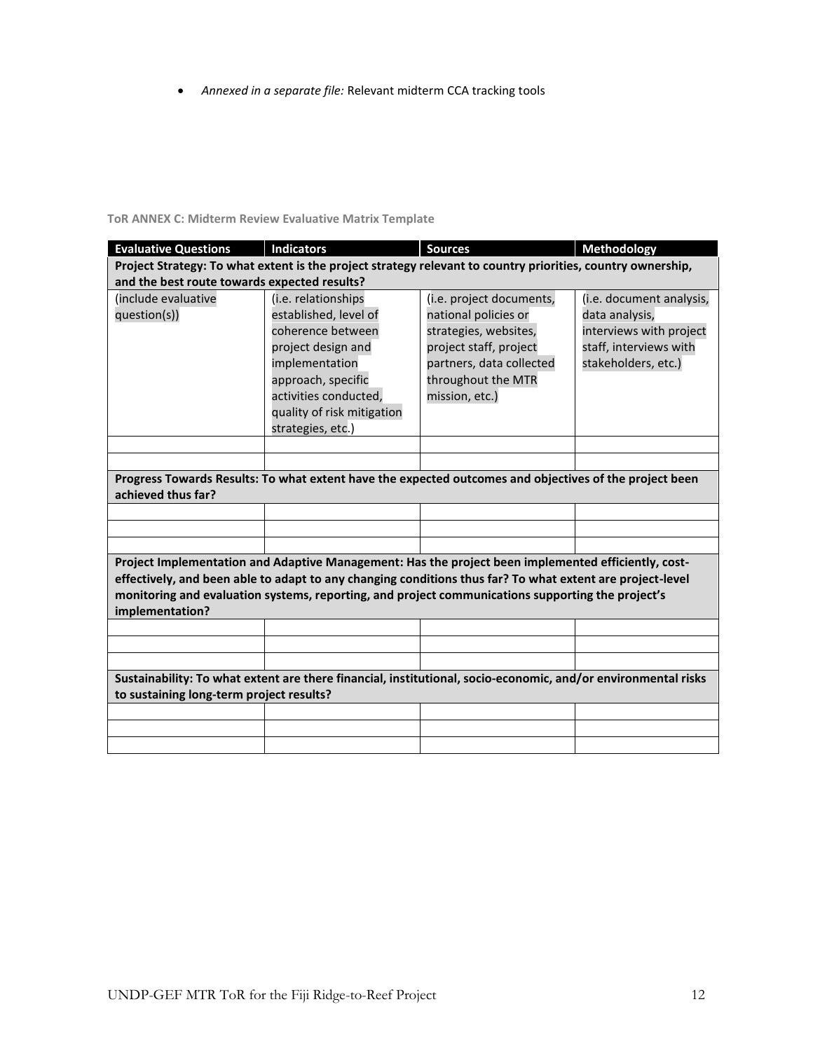- *Annexed in a separate file:* Relevant midterm CCA tracking tools

**ToR ANNEX C: Midterm Review Evaluative Matrix Template**

| Evaluative Questions | Indicators | Sources | Methodology |
|---|---|---|---|
| **Project Strategy: To what extent is the project strategy relevant to country priorities, country ownership, and the best route towards expected results?** | | | |
| (include evaluative question(s)) | (i.e. relationships established, level of coherence between project design and implementation approach, specific activities conducted, quality of risk mitigation strategies, etc.) | (i.e. project documents, national policies or strategies, websites, project staff, project partners, data collected throughout the MTR mission, etc.) | (i.e. document analysis, data analysis, interviews with project staff, interviews with stakeholders, etc.) |
| | | | |
| | | | |
| **Progress Towards Results: To what extent have the expected outcomes and objectives of the project been achieved thus far?** | | | |
| | | | |
| | | | |
| | | | |
| **Project Implementation and Adaptive Management: Has the project been implemented efficiently, cost-effectively, and been able to adapt to any changing conditions thus far? To what extent are project-level monitoring and evaluation systems, reporting, and project communications supporting the project's implementation?** | | | |
| | | | |
| | | | |
| | | | |
| **Sustainability: To what extent are there financial, institutional, socio-economic, and/or environmental risks to sustaining long-term project results?** | | | |
| | | | |
| | | | |
| | | | |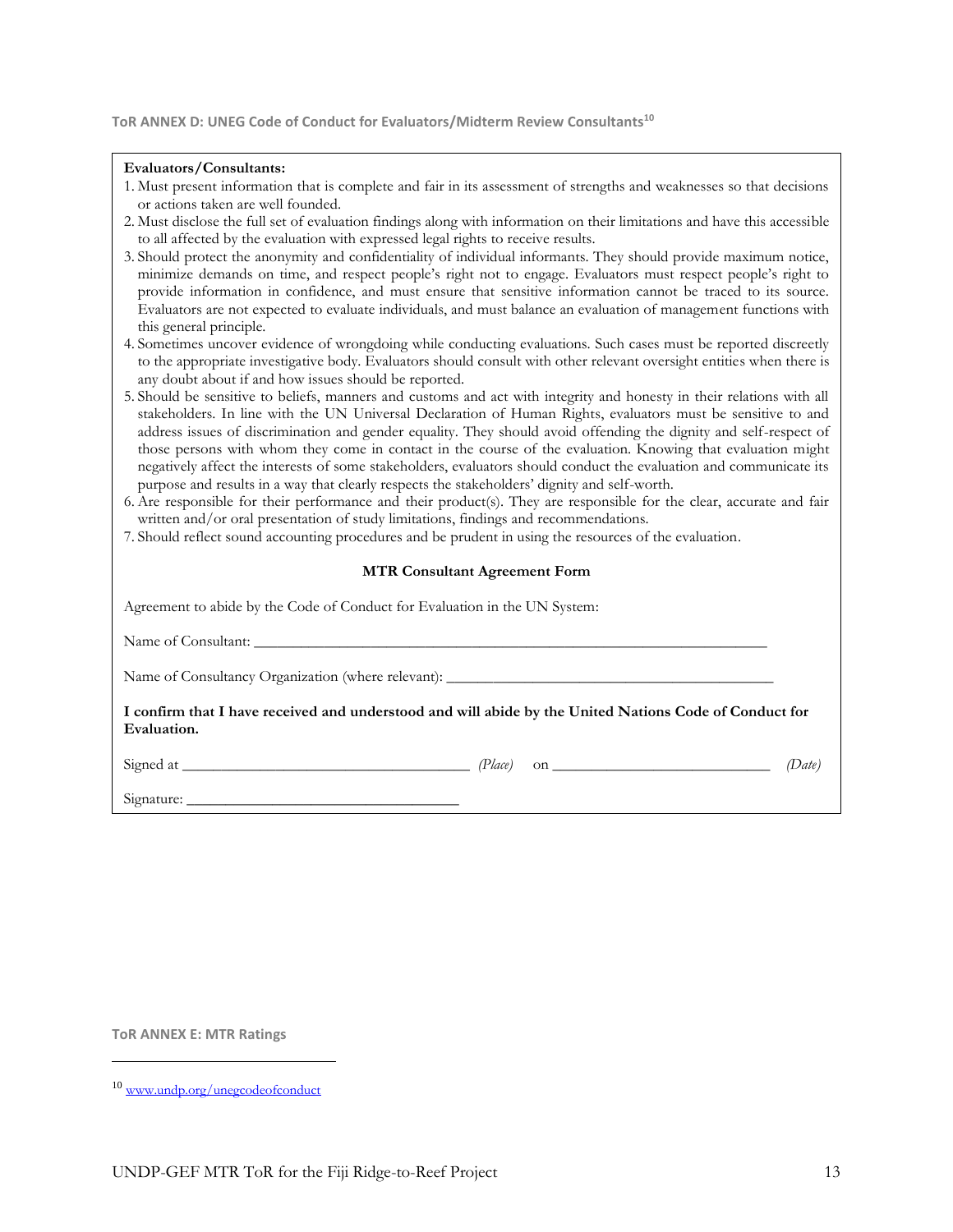### ToR ANNEX D: UNEG Code of Conduct for Evaluators/Midterm Review Consultants[10]

**Evaluators/Consultants:**

1. Must present information that is complete and fair in its assessment of strengths and weaknesses so that decisions or actions taken are well founded.
2. Must disclose the full set of evaluation findings along with information on their limitations and have this accessible to all affected by the evaluation with expressed legal rights to receive results.
3. Should protect the anonymity and confidentiality of individual informants. They should provide maximum notice, minimize demands on time, and respect people's right not to engage. Evaluators must respect people's right to provide information in confidence, and must ensure that sensitive information cannot be traced to its source. Evaluators are not expected to evaluate individuals, and must balance an evaluation of management functions with this general principle.
4. Sometimes uncover evidence of wrongdoing while conducting evaluations. Such cases must be reported discreetly to the appropriate investigative body. Evaluators should consult with other relevant oversight entities when there is any doubt about if and how issues should be reported.
5. Should be sensitive to beliefs, manners and customs and act with integrity and honesty in their relations with all stakeholders. In line with the UN Universal Declaration of Human Rights, evaluators must be sensitive to and address issues of discrimination and gender equality. They should avoid offending the dignity and self-respect of those persons with whom they come in contact in the course of the evaluation. Knowing that evaluation might negatively affect the interests of some stakeholders, evaluators should conduct the evaluation and communicate its purpose and results in a way that clearly respects the stakeholders' dignity and self-worth.
6. Are responsible for their performance and their product(s). They are responsible for the clear, accurate and fair written and/or oral presentation of study limitations, findings and recommendations.
7. Should reflect sound accounting procedures and be prudent in using the resources of the evaluation.

**MTR Consultant Agreement Form**

Agreement to abide by the Code of Conduct for Evaluation in the UN System:

Name of Consultant: ______________________________________________________________

Name of Consultancy Organization (where relevant): ________________________________________

**I confirm that I have received and understood and will abide by the United Nations Code of Conduct for Evaluation.**

Signed at ___________________________________ *(Place)* on ___________________________ *(Date)*

Signature: __________________________________

### ToR ANNEX E: MTR Ratings

[10] www.undp.org/unegcodeofconduct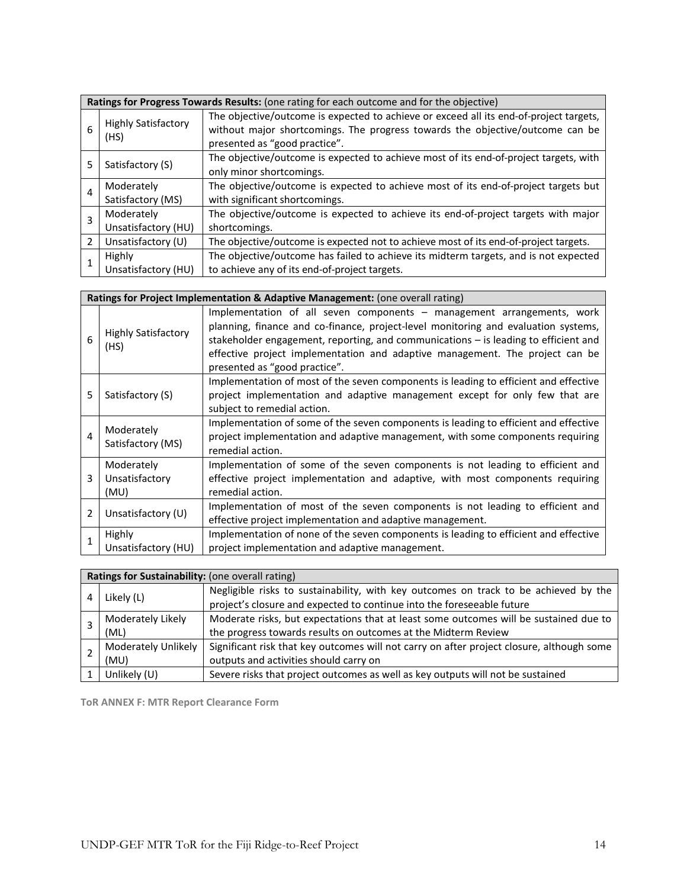| Ratings for Progress Towards Results: (one rating for each outcome and for the objective) | | |
|---|---|---|
| 6 | Highly Satisfactory (HS) | The objective/outcome is expected to achieve or exceed all its end-of-project targets, without major shortcomings. The progress towards the objective/outcome can be presented as "good practice". |
| 5 | Satisfactory (S) | The objective/outcome is expected to achieve most of its end-of-project targets, with only minor shortcomings. |
| 4 | Moderately Satisfactory (MS) | The objective/outcome is expected to achieve most of its end-of-project targets but with significant shortcomings. |
| 3 | Moderately Unsatisfactory (HU) | The objective/outcome is expected to achieve its end-of-project targets with major shortcomings. |
| 2 | Unsatisfactory (U) | The objective/outcome is expected not to achieve most of its end-of-project targets. |
| 1 | Highly Unsatisfactory (HU) | The objective/outcome has failed to achieve its midterm targets, and is not expected to achieve any of its end-of-project targets. |

| Ratings for Project Implementation & Adaptive Management: (one overall rating) | | |
|---|---|---|
| 6 | Highly Satisfactory (HS) | Implementation of all seven components – management arrangements, work planning, finance and co-finance, project-level monitoring and evaluation systems, stakeholder engagement, reporting, and communications – is leading to efficient and effective project implementation and adaptive management. The project can be presented as "good practice". |
| 5 | Satisfactory (S) | Implementation of most of the seven components is leading to efficient and effective project implementation and adaptive management except for only few that are subject to remedial action. |
| 4 | Moderately Satisfactory (MS) | Implementation of some of the seven components is leading to efficient and effective project implementation and adaptive management, with some components requiring remedial action. |
| 3 | Moderately Unsatisfactory (MU) | Implementation of some of the seven components is not leading to efficient and effective project implementation and adaptive, with most components requiring remedial action. |
| 2 | Unsatisfactory (U) | Implementation of most of the seven components is not leading to efficient and effective project implementation and adaptive management. |
| 1 | Highly Unsatisfactory (HU) | Implementation of none of the seven components is leading to efficient and effective project implementation and adaptive management. |

| Ratings for Sustainability: (one overall rating) | | |
|---|---|---|
| 4 | Likely (L) | Negligible risks to sustainability, with key outcomes on track to be achieved by the project's closure and expected to continue into the foreseeable future |
| 3 | Moderately Likely (ML) | Moderate risks, but expectations that at least some outcomes will be sustained due to the progress towards results on outcomes at the Midterm Review |
| 2 | Moderately Unlikely (MU) | Significant risk that key outcomes will not carry on after project closure, although some outputs and activities should carry on |
| 1 | Unlikely (U) | Severe risks that project outcomes as well as key outputs will not be sustained |

**ToR ANNEX F: MTR Report Clearance Form**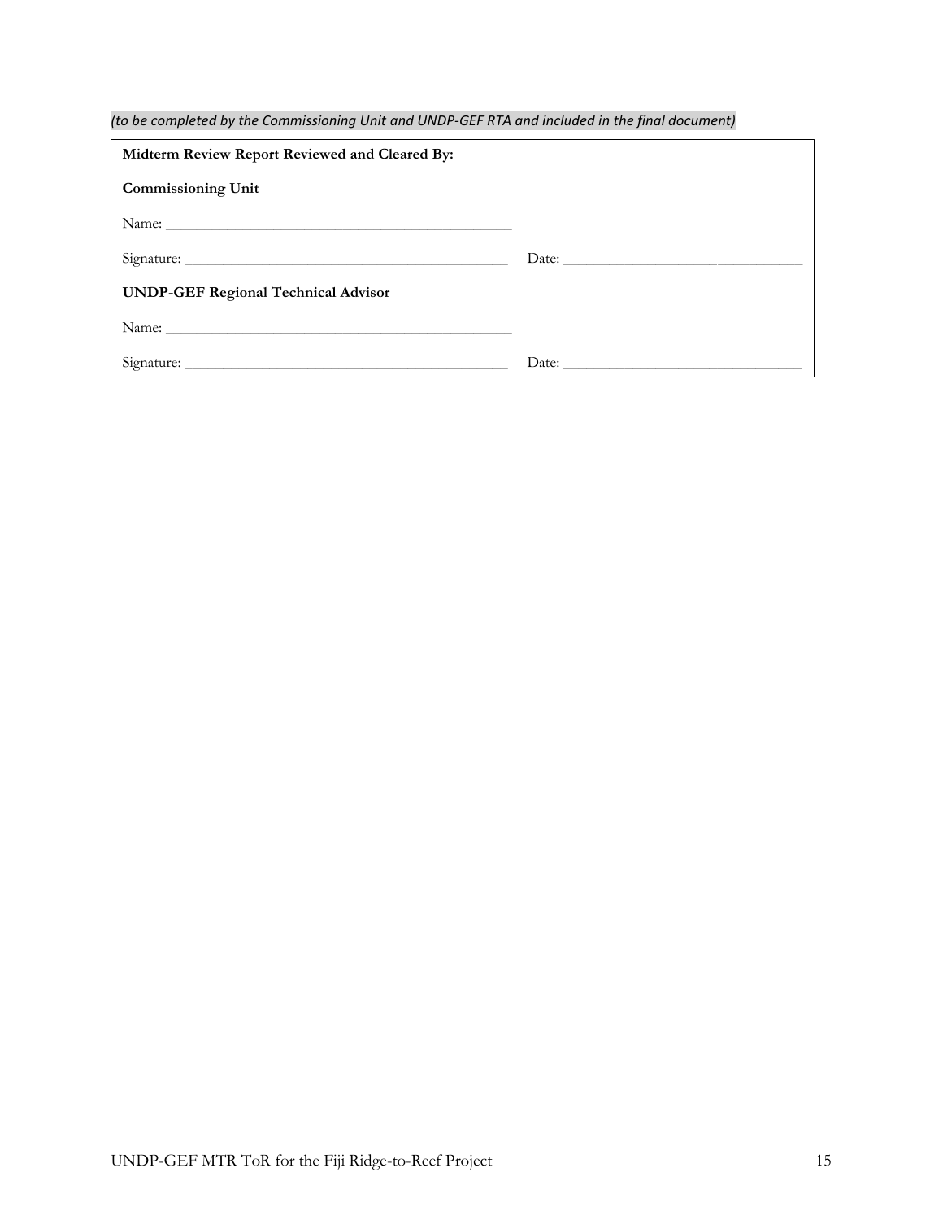*(to be completed by the Commissioning Unit and UNDP-GEF RTA and included in the final document)*

| | |
|---|---|
| **Midterm Review Report Reviewed and Cleared By:** | |
| **Commissioning Unit** | |
| Name: _______________________________________________ | |
| Signature: ____________________________________________ | Date: _________________________________ |
| **UNDP-GEF Regional Technical Advisor** | |
| Name: _______________________________________________ | |
| Signature: ____________________________________________ | Date: _________________________________ |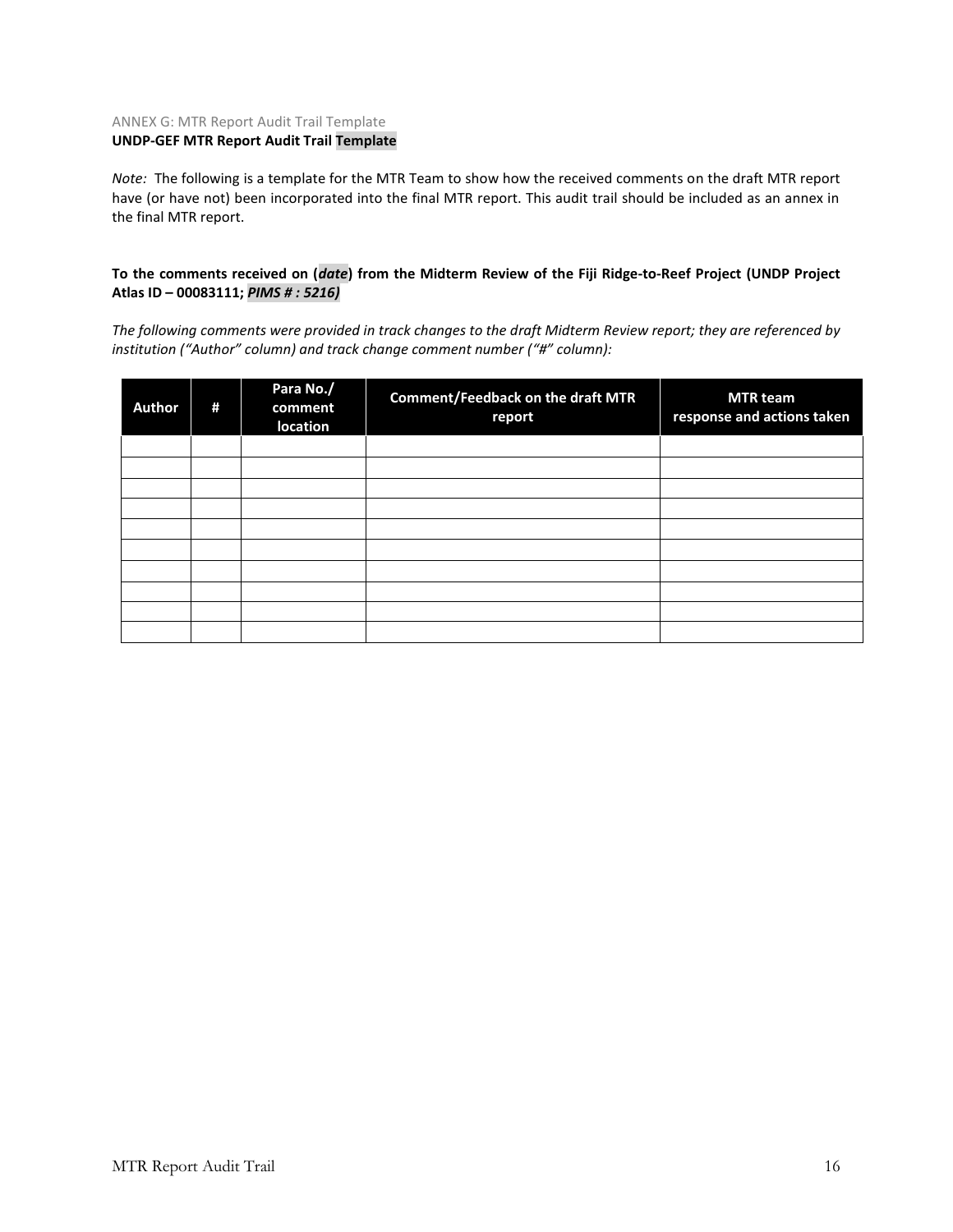ANNEX G: MTR Report Audit Trail Template

**UNDP-GEF MTR Report Audit Trail Template**

*Note:* The following is a template for the MTR Team to show how the received comments on the draft MTR report have (or have not) been incorporated into the final MTR report. This audit trail should be included as an annex in the final MTR report.

**To the comments received on (*date*) from the Midterm Review of the Fiji Ridge-to-Reef Project (UNDP Project Atlas ID – 00083111; *PIMS # : 5216)***

*The following comments were provided in track changes to the draft Midterm Review report; they are referenced by institution ("Author" column) and track change comment number ("#" column):*

| Author | # | Para No./ comment location | Comment/Feedback on the draft MTR report | MTR team response and actions taken |
|---|---|---|---|---|
| | | | | |
| | | | | |
| | | | | |
| | | | | |
| | | | | |
| | | | | |
| | | | | |
| | | | | |
| | | | | |
| | | | | |